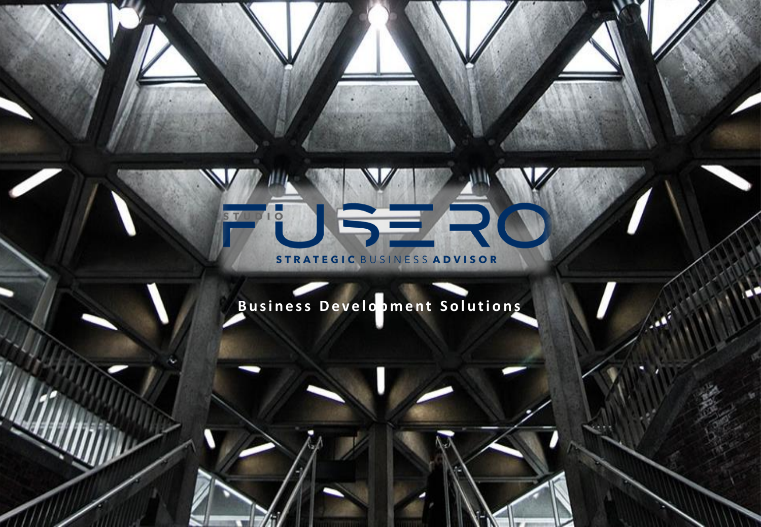# STUDIO FUSERO

STRATEGIC BUSINESS ADVISOR

**Business Development Solutions**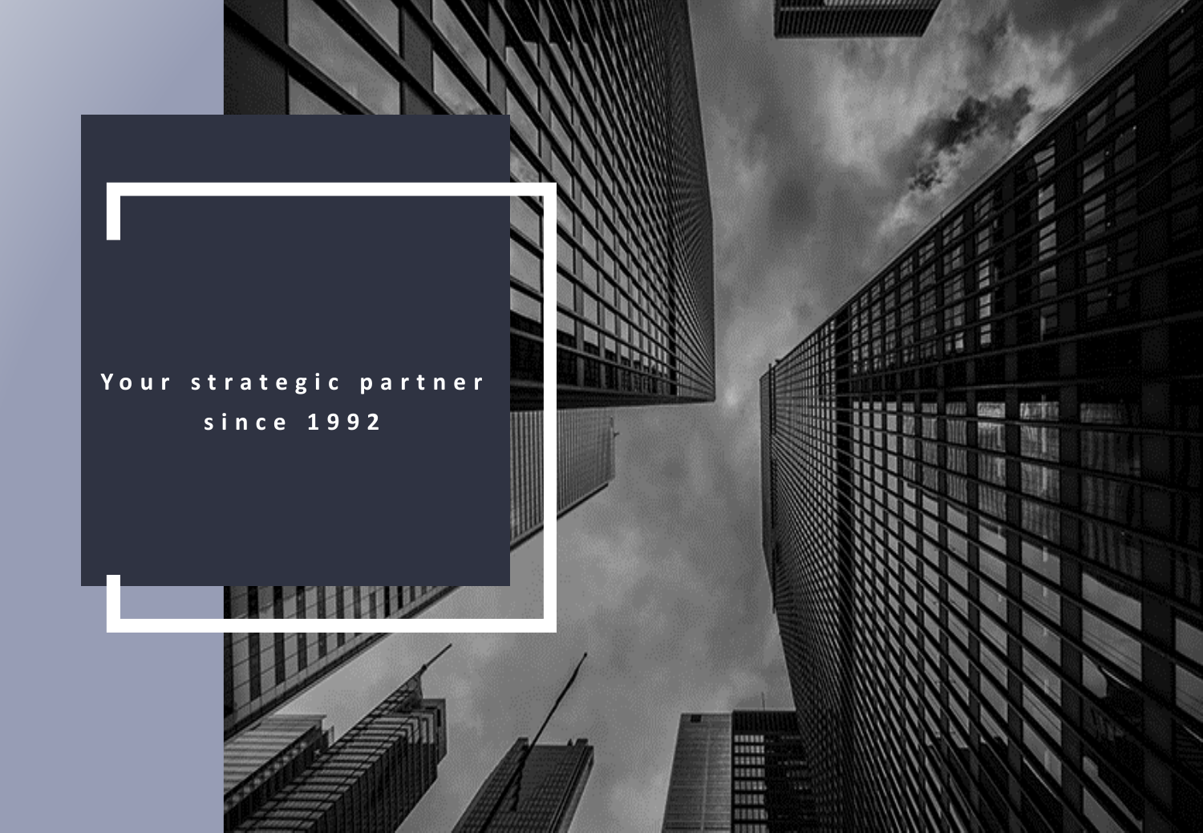Your strategic partner since 1992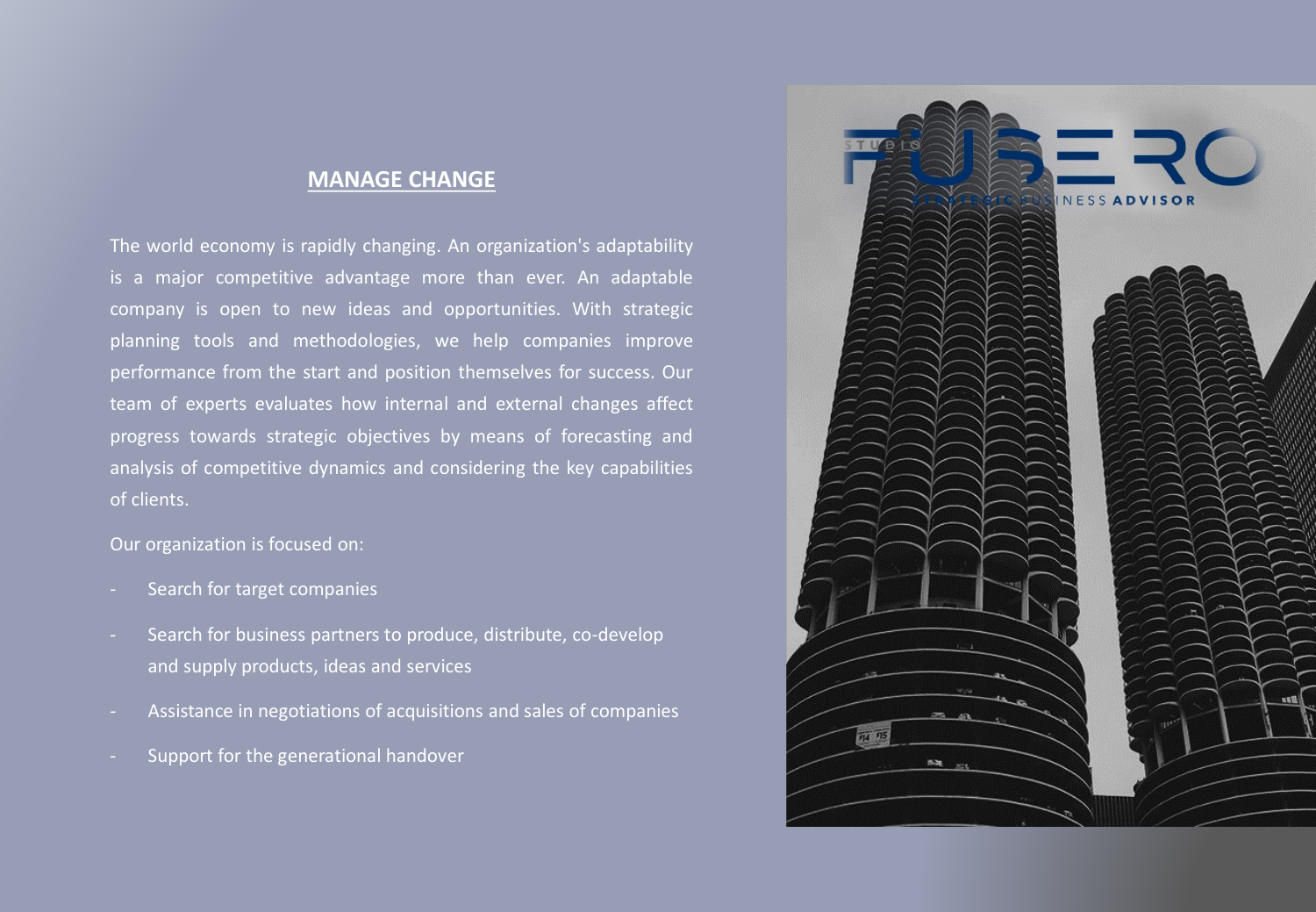## MANAGE CHANGE

The world economy is rapidly changing. An organization's adaptability is a major competitive advantage more than ever. An adaptable company is open to new ideas and opportunities. With strategic planning tools and methodologies, we help companies improve performance from the start and position themselves for success. Our team of experts evaluates how internal and external changes affect progress towards strategic objectives by means of forecasting and analysis of competitive dynamics and considering the key capabilities of clients.

Our organization is focused on:

- Search for target companies
- Search for business partners to produce, distribute, co-develop and supply products, ideas and services
- Assistance in negotiations of acquisitions and sales of companies
- Support for the generational handover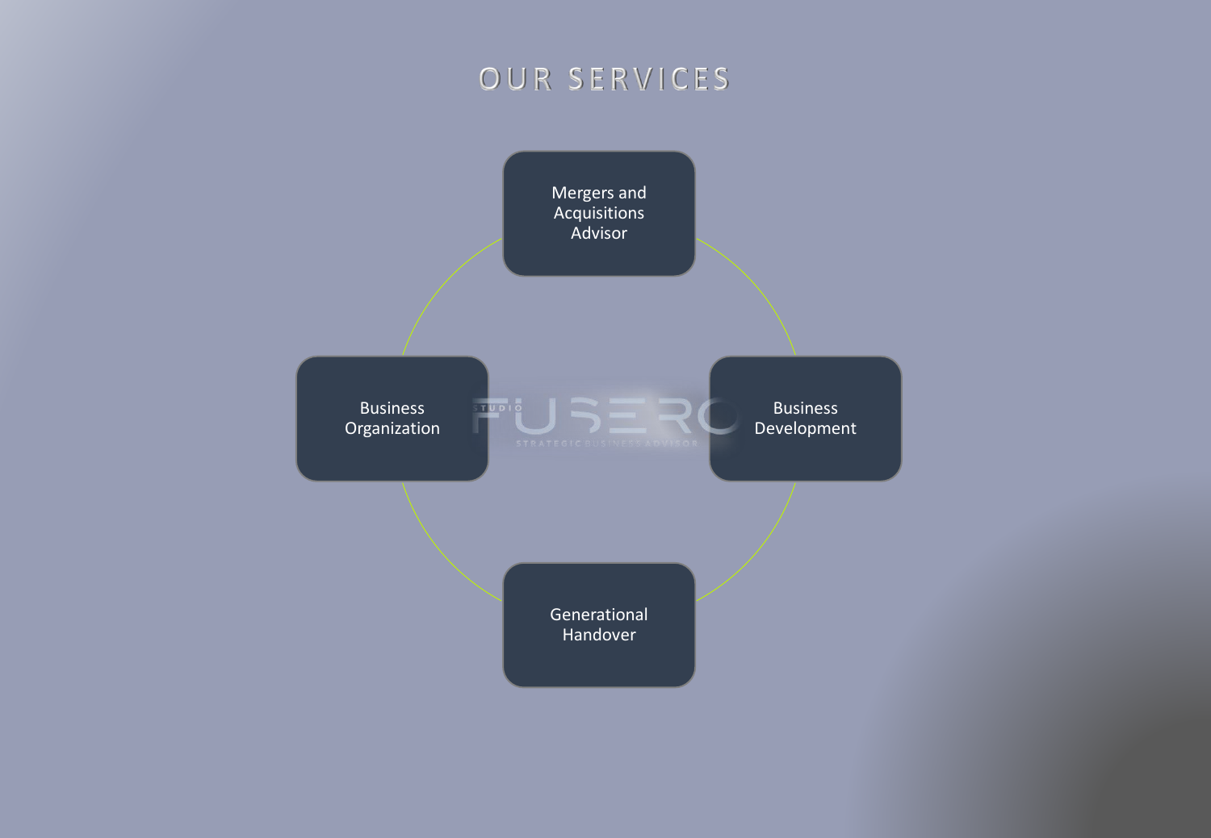# OUR SERVICES

- Mergers and Acquisitions Advisor
- Business Development
- Generational Handover
- Business Organization

STUDIO FUSERO
STRATEGIC BUSINESS ADVISOR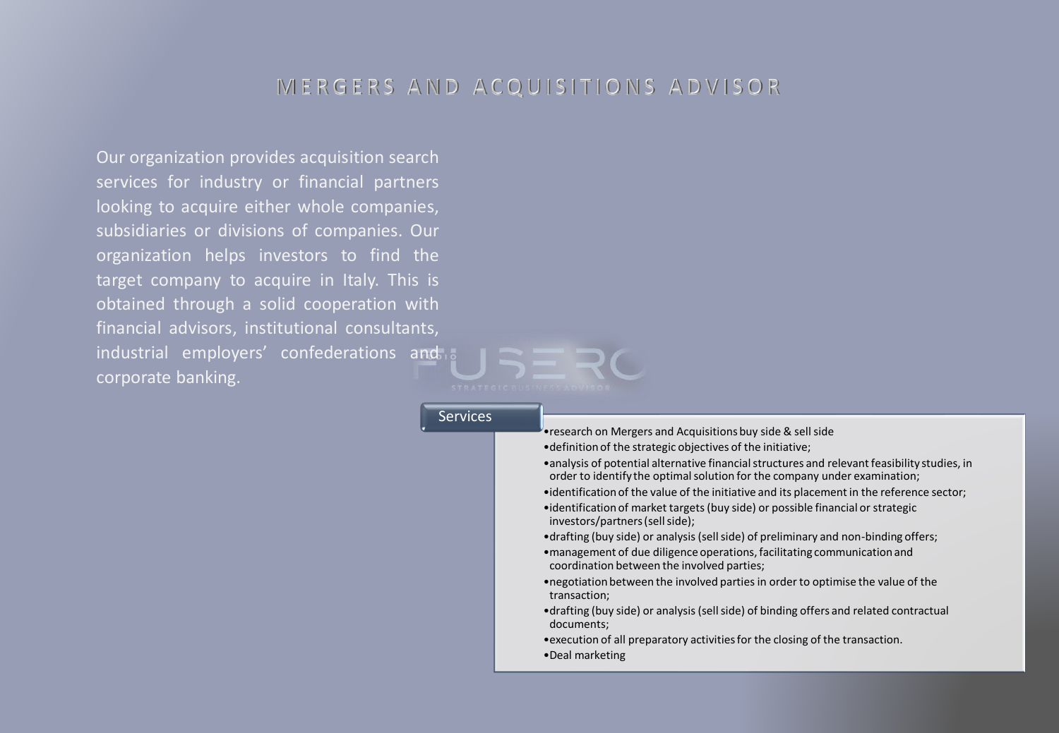# MERGERS AND ACQUISITIONS ADVISOR

Our organization provides acquisition search services for industry or financial partners looking to acquire either whole companies, subsidiaries or divisions of companies. Our organization helps investors to find the target company to acquire in Italy. This is obtained through a solid cooperation with financial advisors, institutional consultants, industrial employers' confederations and corporate banking.

## Services

- research on Mergers and Acquisitions buy side & sell side
- definition of the strategic objectives of the initiative;
- analysis of potential alternative financial structures and relevant feasibility studies, in order to identify the optimal solution for the company under examination;
- identification of the value of the initiative and its placement in the reference sector;
- identification of market targets (buy side) or possible financial or strategic investors/partners (sell side);
- drafting (buy side) or analysis (sell side) of preliminary and non-binding offers;
- management of due diligence operations, facilitating communication and coordination between the involved parties;
- negotiation between the involved parties in order to optimise the value of the transaction;
- drafting (buy side) or analysis (sell side) of binding offers and related contractual documents;
- execution of all preparatory activities for the closing of the transaction.
- Deal marketing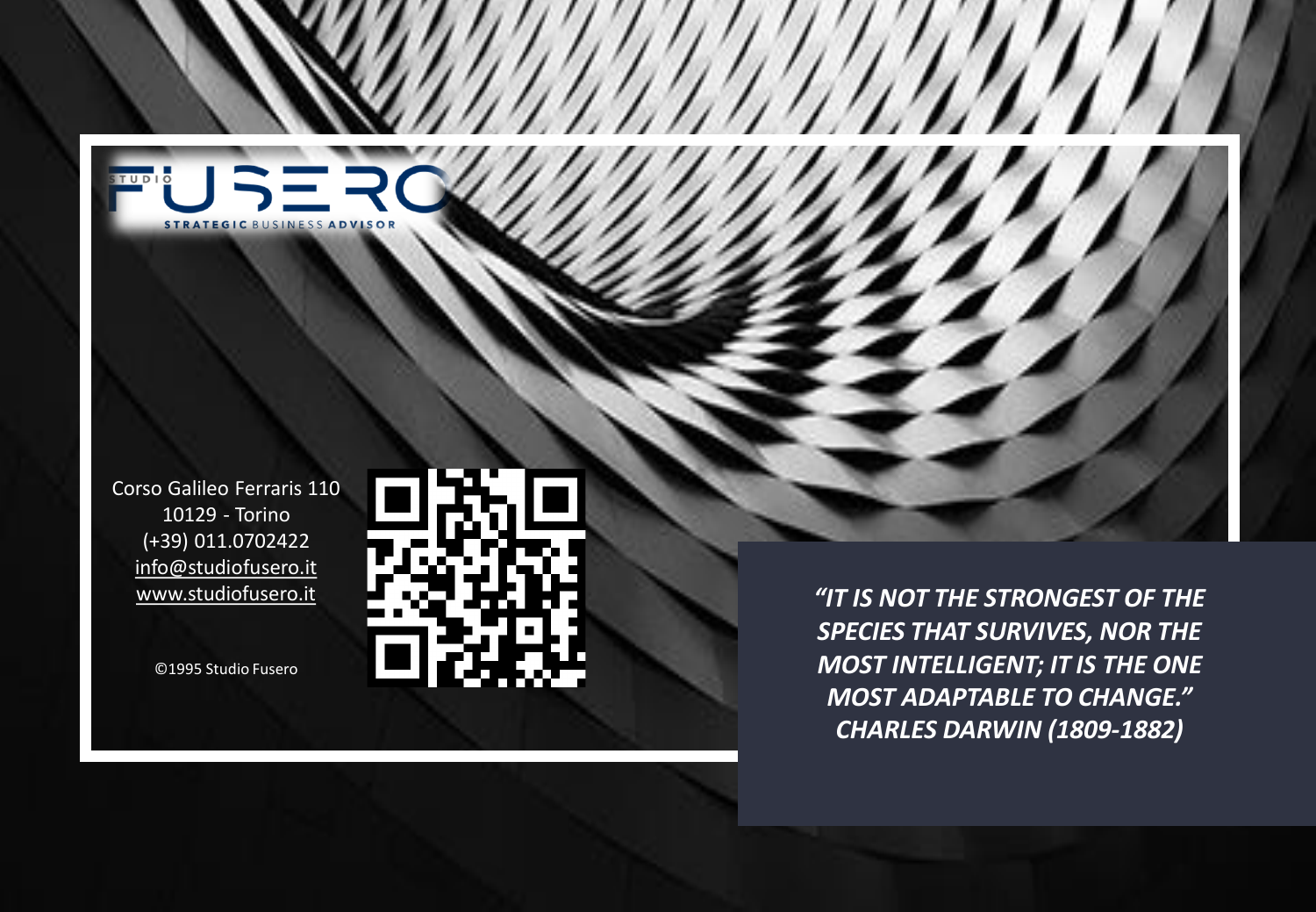STUDIO FUSERO

STRATEGIC BUSINESS ADVISOR

Corso Galileo Ferraris 110
10129 - Torino
(+39) 011.0702422
info@studiofusero.it
www.studiofusero.it

©1995 Studio Fusero

***"IT IS NOT THE STRONGEST OF THE SPECIES THAT SURVIVES, NOR THE MOST INTELLIGENT; IT IS THE ONE MOST ADAPTABLE TO CHANGE." CHARLES DARWIN (1809-1882)***